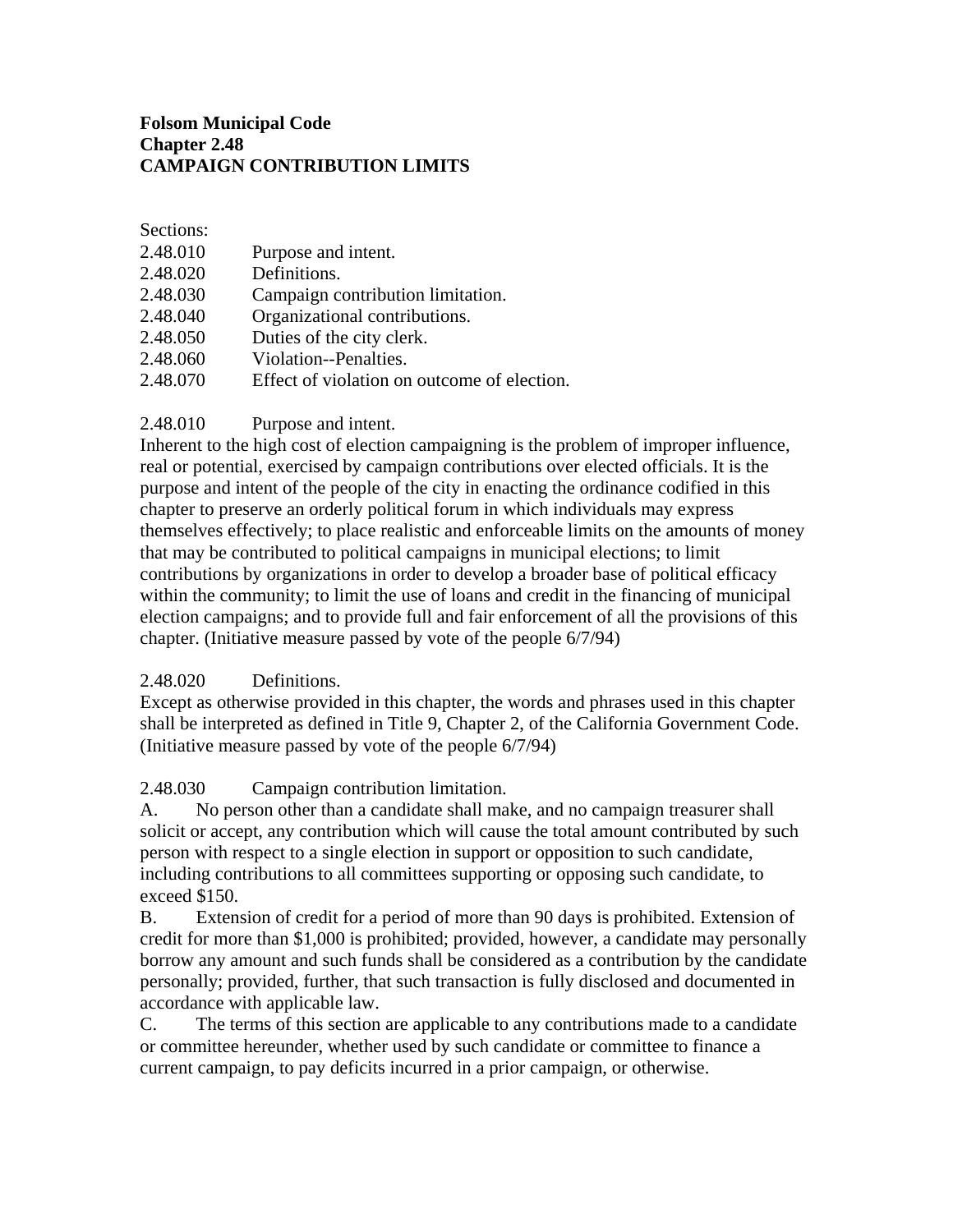**Folsom Municipal Code**
**Chapter 2.48**
**CAMPAIGN CONTRIBUTION LIMITS**

Sections:

| | |
|---|---|
| 2.48.010 | Purpose and intent. |
| 2.48.020 | Definitions. |
| 2.48.030 | Campaign contribution limitation. |
| 2.48.040 | Organizational contributions. |
| 2.48.050 | Duties of the city clerk. |
| 2.48.060 | Violation--Penalties. |
| 2.48.070 | Effect of violation on outcome of election. |

2.48.010 Purpose and intent.
Inherent to the high cost of election campaigning is the problem of improper influence, real or potential, exercised by campaign contributions over elected officials. It is the purpose and intent of the people of the city in enacting the ordinance codified in this chapter to preserve an orderly political forum in which individuals may express themselves effectively; to place realistic and enforceable limits on the amounts of money that may be contributed to political campaigns in municipal elections; to limit contributions by organizations in order to develop a broader base of political efficacy within the community; to limit the use of loans and credit in the financing of municipal election campaigns; and to provide full and fair enforcement of all the provisions of this chapter. (Initiative measure passed by vote of the people 6/7/94)

2.48.020 Definitions.
Except as otherwise provided in this chapter, the words and phrases used in this chapter shall be interpreted as defined in Title 9, Chapter 2, of the California Government Code. (Initiative measure passed by vote of the people 6/7/94)

2.48.030 Campaign contribution limitation.

A. No person other than a candidate shall make, and no campaign treasurer shall solicit or accept, any contribution which will cause the total amount contributed by such person with respect to a single election in support or opposition to such candidate, including contributions to all committees supporting or opposing such candidate, to exceed $150.

B. Extension of credit for a period of more than 90 days is prohibited. Extension of credit for more than $1,000 is prohibited; provided, however, a candidate may personally borrow any amount and such funds shall be considered as a contribution by the candidate personally; provided, further, that such transaction is fully disclosed and documented in accordance with applicable law.

C. The terms of this section are applicable to any contributions made to a candidate or committee hereunder, whether used by such candidate or committee to finance a current campaign, to pay deficits incurred in a prior campaign, or otherwise.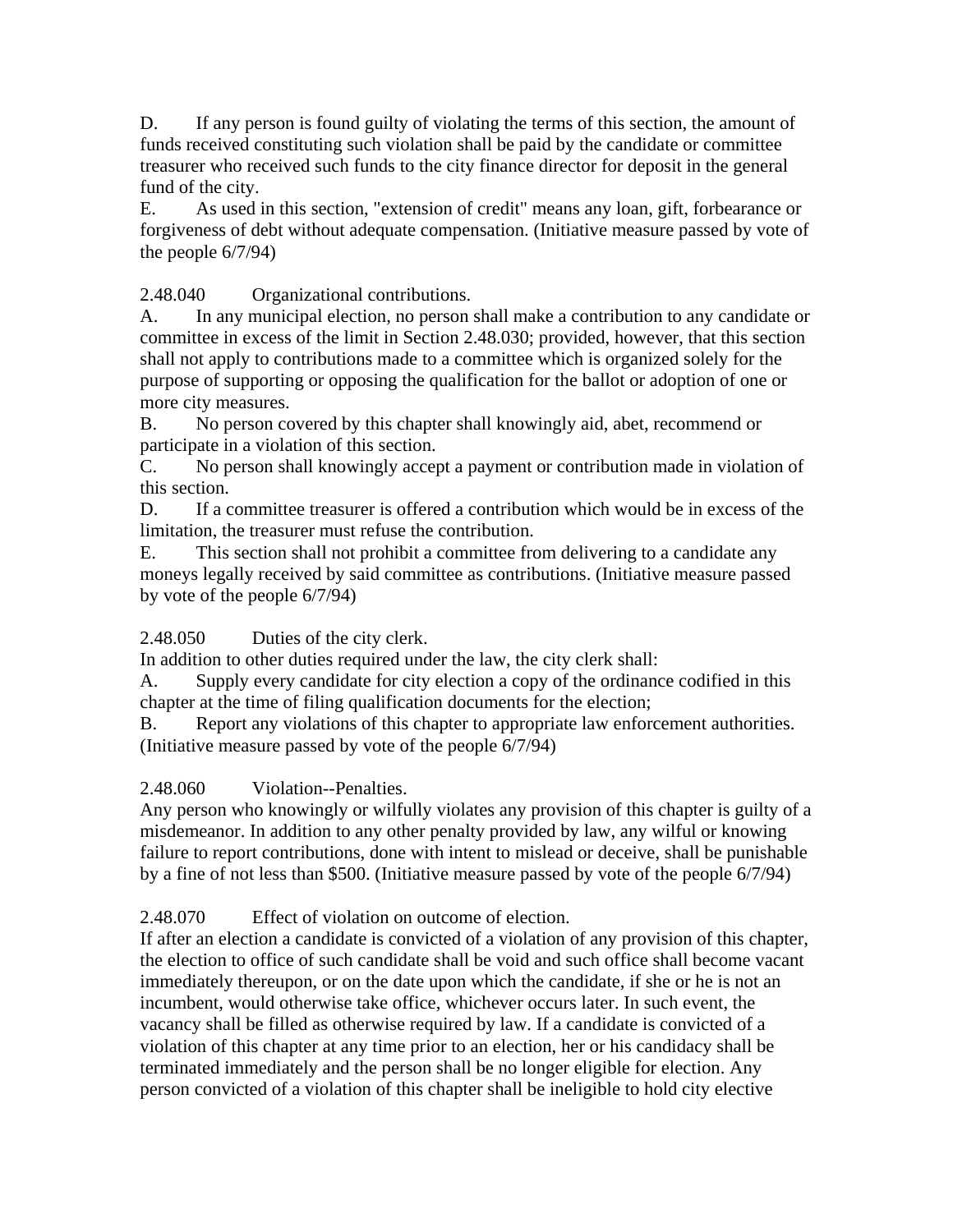D. If any person is found guilty of violating the terms of this section, the amount of funds received constituting such violation shall be paid by the candidate or committee treasurer who received such funds to the city finance director for deposit in the general fund of the city.

E. As used in this section, "extension of credit" means any loan, gift, forbearance or forgiveness of debt without adequate compensation. (Initiative measure passed by vote of the people 6/7/94)

2.48.040 Organizational contributions.

A. In any municipal election, no person shall make a contribution to any candidate or committee in excess of the limit in Section 2.48.030; provided, however, that this section shall not apply to contributions made to a committee which is organized solely for the purpose of supporting or opposing the qualification for the ballot or adoption of one or more city measures.

B. No person covered by this chapter shall knowingly aid, abet, recommend or participate in a violation of this section.

C. No person shall knowingly accept a payment or contribution made in violation of this section.

D. If a committee treasurer is offered a contribution which would be in excess of the limitation, the treasurer must refuse the contribution.

E. This section shall not prohibit a committee from delivering to a candidate any moneys legally received by said committee as contributions. (Initiative measure passed by vote of the people 6/7/94)

2.48.050 Duties of the city clerk.

In addition to other duties required under the law, the city clerk shall:

A. Supply every candidate for city election a copy of the ordinance codified in this chapter at the time of filing qualification documents for the election;

B. Report any violations of this chapter to appropriate law enforcement authorities. (Initiative measure passed by vote of the people 6/7/94)

2.48.060 Violation--Penalties.

Any person who knowingly or wilfully violates any provision of this chapter is guilty of a misdemeanor. In addition to any other penalty provided by law, any wilful or knowing failure to report contributions, done with intent to mislead or deceive, shall be punishable by a fine of not less than $500. (Initiative measure passed by vote of the people 6/7/94)

2.48.070 Effect of violation on outcome of election.

If after an election a candidate is convicted of a violation of any provision of this chapter, the election to office of such candidate shall be void and such office shall become vacant immediately thereupon, or on the date upon which the candidate, if she or he is not an incumbent, would otherwise take office, whichever occurs later. In such event, the vacancy shall be filled as otherwise required by law. If a candidate is convicted of a violation of this chapter at any time prior to an election, her or his candidacy shall be terminated immediately and the person shall be no longer eligible for election. Any person convicted of a violation of this chapter shall be ineligible to hold city elective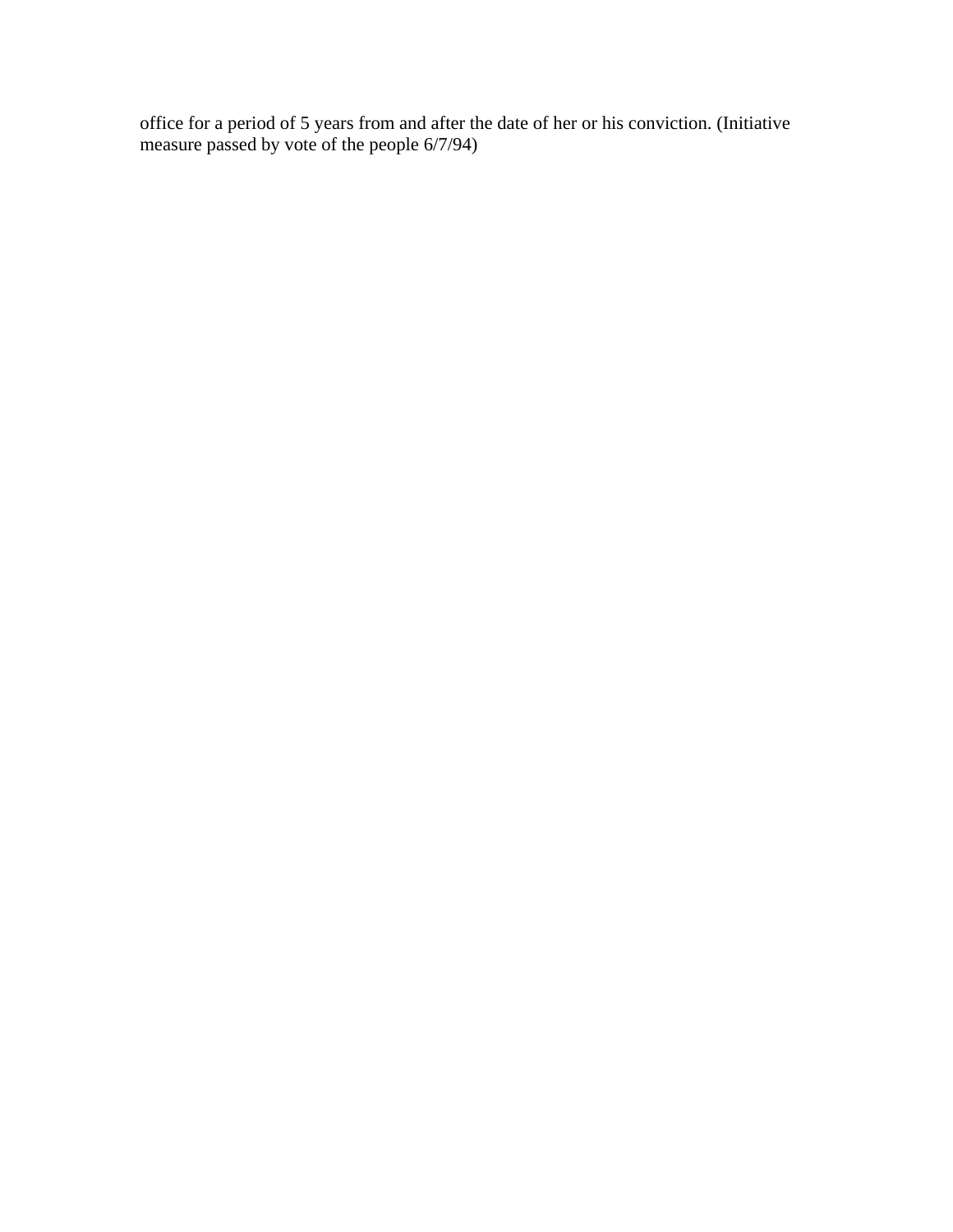office for a period of 5 years from and after the date of her or his conviction. (Initiative measure passed by vote of the people 6/7/94)